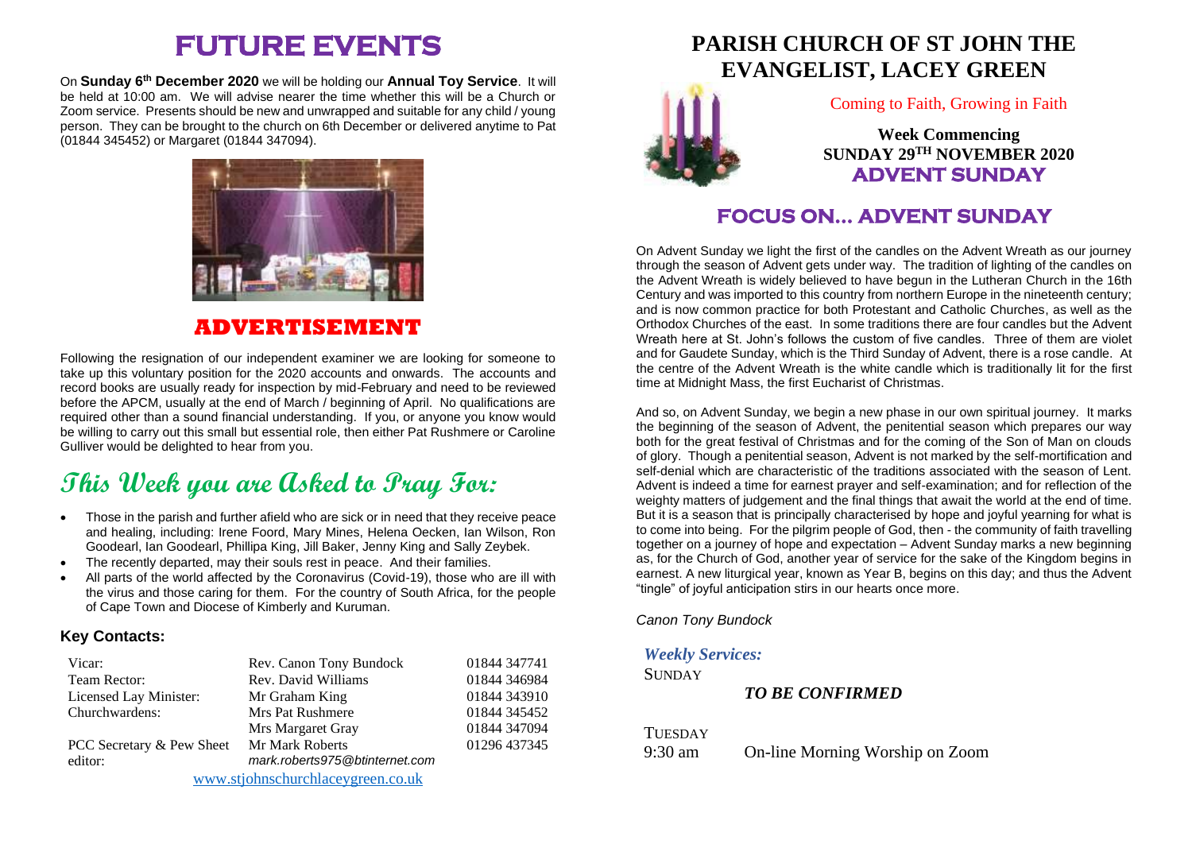# FUTURE EVENTS

On **Sunday 6th December 2020** we will be holding our **Annual Toy Service**. It will be held at 10:00 am. We will advise nearer the time whether this will be a Church or Zoom service. Presents should be new and unwrapped and suitable for any child / young person. They can be brought to the church on 6th December or delivered anytime to Pat (01844 345452) or Margaret (01844 347094).

## ADVERTISEMENT

Following the resignation of our independent examiner we are looking for someone to take up this voluntary position for the 2020 accounts and onwards. The accounts and record books are usually ready for inspection by mid-February and need to be reviewed before the APCM, usually at the end of March / beginning of April. No qualifications are required other than a sound financial understanding. If you, or anyone you know would be willing to carry out this small but essential role, then either Pat Rushmere or Caroline Gulliver would be delighted to hear from you.

## This Week you are Asked to Pray For:

- Those in the parish and further afield who are sick or in need that they receive peace and healing, including: Irene Foord, Mary Mines, Helena Oecken, Ian Wilson, Ron Goodearl, Ian Goodearl, Phillipa King, Jill Baker, Jenny King and Sally Zeybek.
- The recently departed, may their souls rest in peace. And their families.
- All parts of the world affected by the Coronavirus (Covid-19), those who are ill with the virus and those caring for them. For the country of South Africa, for the people of Cape Town and Diocese of Kimberly and Kuruman.

### Key Contacts:

| | | |
|---|---|---|
| Vicar: | Rev. Canon Tony Bundock | 01844 347741 |
| Team Rector: | Rev. David Williams | 01844 346984 |
| Licensed Lay Minister: | Mr Graham King | 01844 343910 |
| Churchwardens: | Mrs Pat Rushmere | 01844 345452 |
| | Mrs Margaret Gray | 01844 347094 |
| PCC Secretary & Pew Sheet editor: | Mr Mark Roberts *mark.roberts975@btinternet.com* | 01296 437345 |

www.stjohnschurchlaceygreen.co.uk

# PARISH CHURCH OF ST JOHN THE EVANGELIST, LACEY GREEN

Coming to Faith, Growing in Faith

**Week Commencing SUNDAY 29TH NOVEMBER 2020**
**ADVENT SUNDAY**

## FOCUS ON... ADVENT SUNDAY

On Advent Sunday we light the first of the candles on the Advent Wreath as our journey through the season of Advent gets under way. The tradition of lighting of the candles on the Advent Wreath is widely believed to have begun in the Lutheran Church in the 16th Century and was imported to this country from northern Europe in the nineteenth century; and is now common practice for both Protestant and Catholic Churches, as well as the Orthodox Churches of the east. In some traditions there are four candles but the Advent Wreath here at St. John's follows the custom of five candles. Three of them are violet and for Gaudete Sunday, which is the Third Sunday of Advent, there is a rose candle. At the centre of the Advent Wreath is the white candle which is traditionally lit for the first time at Midnight Mass, the first Eucharist of Christmas.

And so, on Advent Sunday, we begin a new phase in our own spiritual journey. It marks the beginning of the season of Advent, the penitential season which prepares our way both for the great festival of Christmas and for the coming of the Son of Man on clouds of glory. Though a penitential season, Advent is not marked by the self-mortification and self-denial which are characteristic of the traditions associated with the season of Lent. Advent is indeed a time for earnest prayer and self-examination; and for reflection of the weighty matters of judgement and the final things that await the world at the end of time. But it is a season that is principally characterised by hope and joyful yearning for what is to come into being. For the pilgrim people of God, then - the community of faith travelling together on a journey of hope and expectation – Advent Sunday marks a new beginning as, for the Church of God, another year of service for the sake of the Kingdom begins in earnest. A new liturgical year, known as Year B, begins on this day; and thus the Advent "tingle" of joyful anticipation stirs in our hearts once more.

*Canon Tony Bundock*

### *Weekly Services:*

SUNDAY

*TO BE CONFIRMED*

TUESDAY

9:30 am On-line Morning Worship on Zoom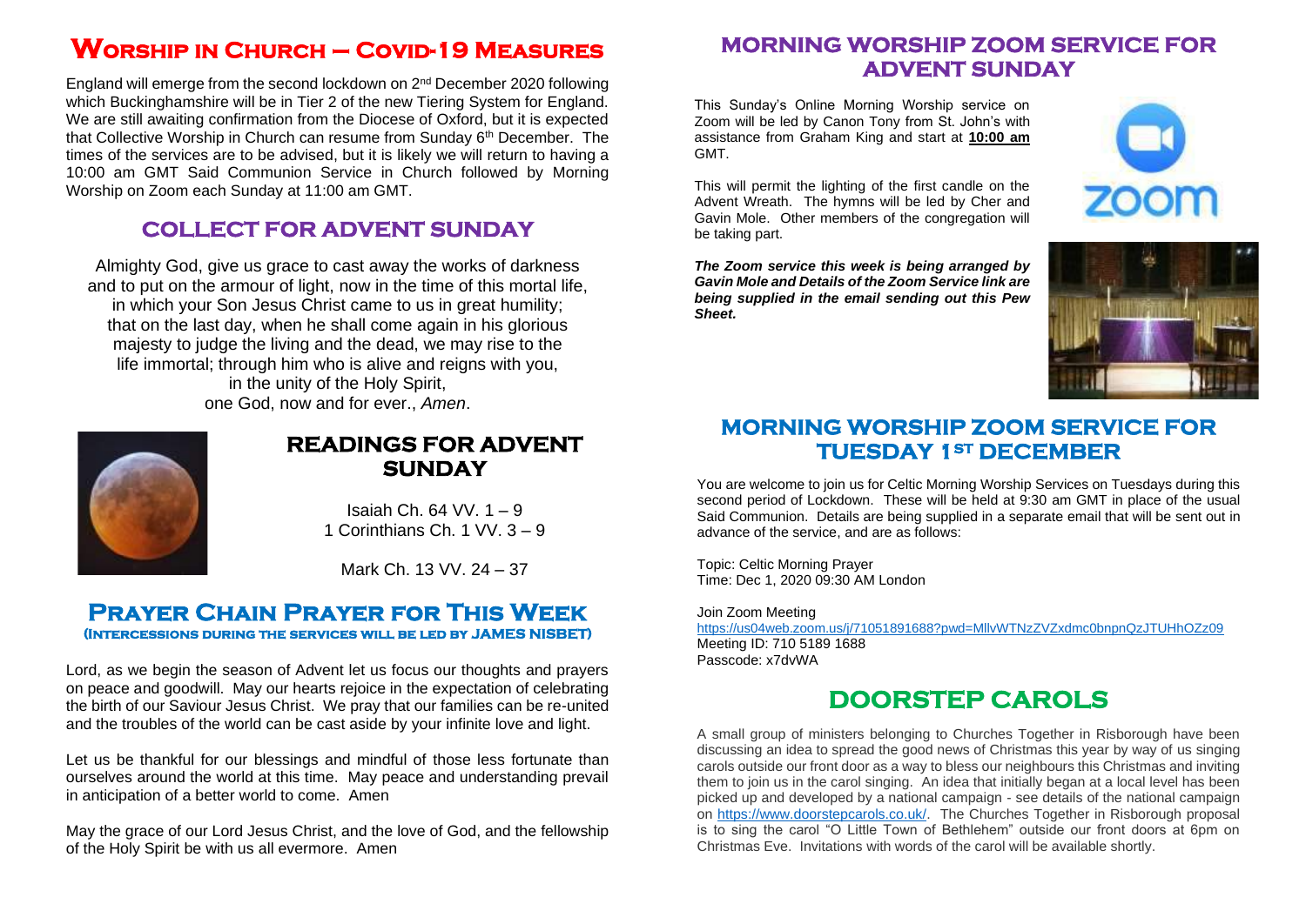# Worship in Church – Covid-19 Measures

England will emerge from the second lockdown on 2nd December 2020 following which Buckinghamshire will be in Tier 2 of the new Tiering System for England. We are still awaiting confirmation from the Diocese of Oxford, but it is expected that Collective Worship in Church can resume from Sunday 6th December. The times of the services are to be advised, but it is likely we will return to having a 10:00 am GMT Said Communion Service in Church followed by Morning Worship on Zoom each Sunday at 11:00 am GMT.

## COLLECT FOR ADVENT SUNDAY

Almighty God, give us grace to cast away the works of darkness and to put on the armour of light, now in the time of this mortal life, in which your Son Jesus Christ came to us in great humility; that on the last day, when he shall come again in his glorious majesty to judge the living and the dead, we may rise to the life immortal; through him who is alive and reigns with you, in the unity of the Holy Spirit, one God, now and for ever., *Amen*.

## READINGS FOR ADVENT SUNDAY

Isaiah Ch. 64 VV. 1 – 9
1 Corinthians Ch. 1 VV. 3 – 9

Mark Ch. 13 VV. 24 – 37

## Prayer Chain Prayer for This Week

**(Intercessions during the services will be led by JAMES NISBET)**

Lord, as we begin the season of Advent let us focus our thoughts and prayers on peace and goodwill. May our hearts rejoice in the expectation of celebrating the birth of our Saviour Jesus Christ. We pray that our families can be re-united and the troubles of the world can be cast aside by your infinite love and light.

Let us be thankful for our blessings and mindful of those less fortunate than ourselves around the world at this time. May peace and understanding prevail in anticipation of a better world to come. Amen

May the grace of our Lord Jesus Christ, and the love of God, and the fellowship of the Holy Spirit be with us all evermore. Amen

## MORNING WORSHIP ZOOM SERVICE FOR ADVENT SUNDAY

This Sunday's Online Morning Worship service on Zoom will be led by Canon Tony from St. John's with assistance from Graham King and start at **10:00 am** GMT.

This will permit the lighting of the first candle on the Advent Wreath. The hymns will be led by Cher and Gavin Mole. Other members of the congregation will be taking part.

***The Zoom service this week is being arranged by Gavin Mole and Details of the Zoom Service link are being supplied in the email sending out this Pew Sheet.***

## MORNING WORSHIP ZOOM SERVICE FOR TUESDAY 1ST DECEMBER

You are welcome to join us for Celtic Morning Worship Services on Tuesdays during this second period of Lockdown. These will be held at 9:30 am GMT in place of the usual Said Communion. Details are being supplied in a separate email that will be sent out in advance of the service, and are as follows:

Topic: Celtic Morning Prayer
Time: Dec 1, 2020 09:30 AM London

Join Zoom Meeting
https://us04web.zoom.us/j/71051891688?pwd=MllvWTNzZVZxdmc0bnpnQzJTUHhOZz09
Meeting ID: 710 5189 1688
Passcode: x7dvWA

## DOORSTEP CAROLS

A small group of ministers belonging to Churches Together in Risborough have been discussing an idea to spread the good news of Christmas this year by way of us singing carols outside our front door as a way to bless our neighbours this Christmas and inviting them to join us in the carol singing. An idea that initially began at a local level has been picked up and developed by a national campaign - see details of the national campaign on https://www.doorstepcarols.co.uk/. The Churches Together in Risborough proposal is to sing the carol "O Little Town of Bethlehem" outside our front doors at 6pm on Christmas Eve. Invitations with words of the carol will be available shortly.